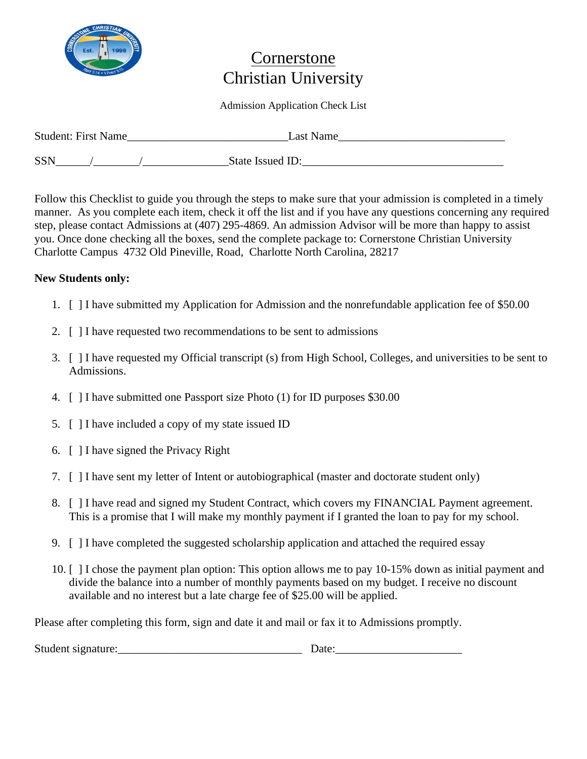# Cornerstone Christian University

Admission Application Check List

Student: First Name____________________________Last Name_____________________________

SSN______/________/_______________State Issued ID:___________________________________

Follow this Checklist to guide you through the steps to make sure that your admission is completed in a timely manner. As you complete each item, check it off the list and if you have any questions concerning any required step, please contact Admissions at (407) 295-4869. An admission Advisor will be more than happy to assist you. Once done checking all the boxes, send the complete package to: Cornerstone Christian University Charlotte Campus 4732 Old Pineville, Road, Charlotte North Carolina, 28217

**New Students only:**

1. [ ] I have submitted my Application for Admission and the nonrefundable application fee of $50.00
2. [ ] I have requested two recommendations to be sent to admissions
3. [ ] I have requested my Official transcript (s) from High School, Colleges, and universities to be sent to Admissions.
4. [ ] I have submitted one Passport size Photo (1) for ID purposes $30.00
5. [ ] I have included a copy of my state issued ID
6. [ ] I have signed the Privacy Right
7. [ ] I have sent my letter of Intent or autobiographical (master and doctorate student only)
8. [ ] I have read and signed my Student Contract, which covers my FINANCIAL Payment agreement. This is a promise that I will make my monthly payment if I granted the loan to pay for my school.
9. [ ] I have completed the suggested scholarship application and attached the required essay
10. [ ] I chose the payment plan option: This option allows me to pay 10-15% down as initial payment and divide the balance into a number of monthly payments based on my budget. I receive no discount available and no interest but a late charge fee of $25.00 will be applied.

Please after completing this form, sign and date it and mail or fax it to Admissions promptly.

Student signature:________________________________ Date:______________________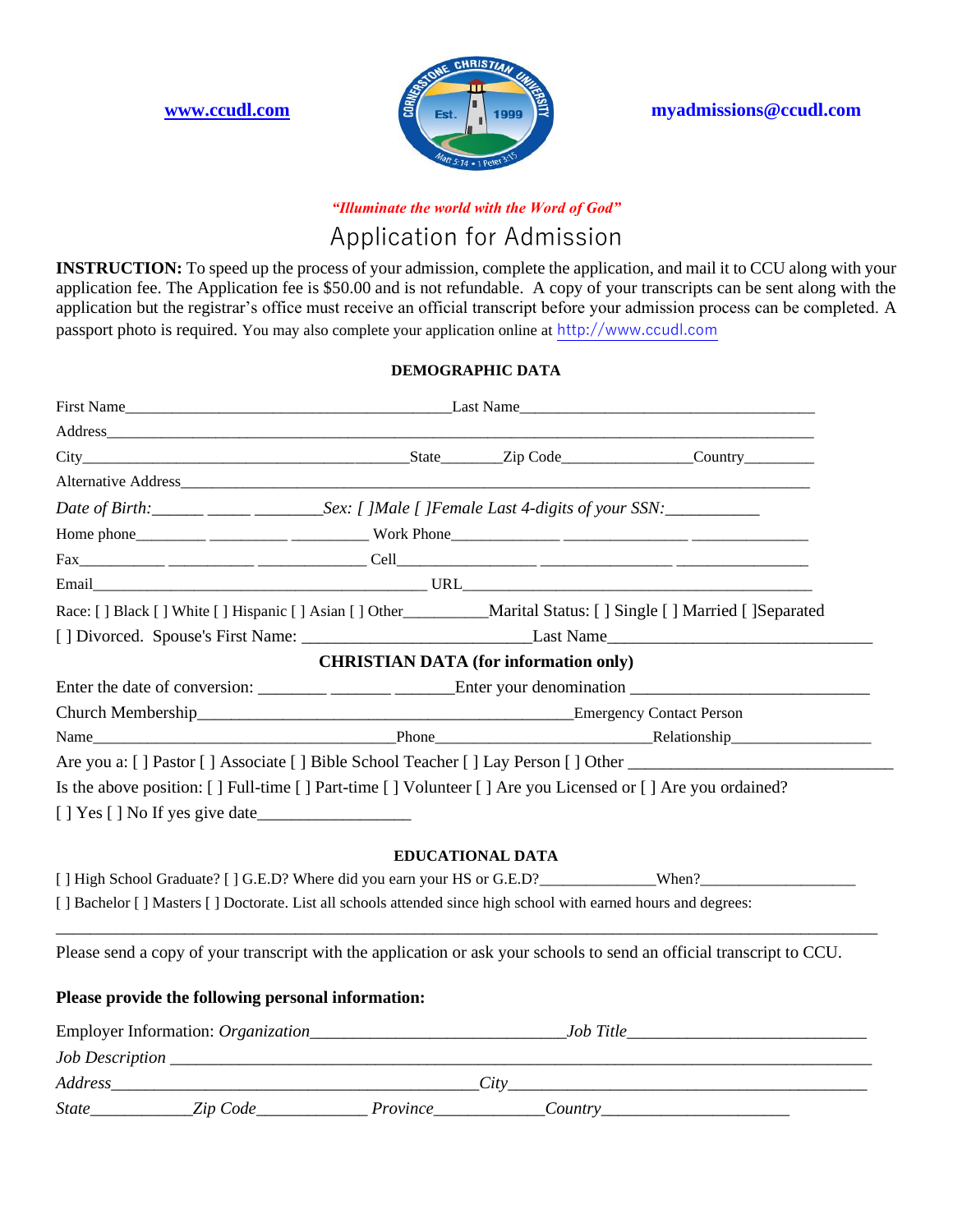www.ccudl.com

myadmissions@ccudl.com

*"Illuminate the world with the Word of God"*

# Application for Admission

**INSTRUCTION:** To speed up the process of your admission, complete the application, and mail it to CCU along with your application fee. The Application fee is $50.00 and is not refundable. A copy of your transcripts can be sent along with the application but the registrar's office must receive an official transcript before your admission process can be completed. A passport photo is required. You may also complete your application online at http://www.ccudl.com

**DEMOGRAPHIC DATA**

First Name__________________________________________Last Name______________________________________

Address______________________________________________________________________________________________

City__________________________________________State________Zip Code________________Country_________

Alternative Address_________________________________________________________________________________

*Date of Birth:______ _____ ________Sex:* [ ]*Male* [ ]*Female Last 4-digits of your SSN:___________*

Home phone_________ __________ __________ Work Phone______________ ________________ _______________

Fax___________ ___________ ______________ Cell__________________ _________________ _________________

Email____________________________________________ URL_____________________________________________

Race: [ ] Black [ ] White [ ] Hispanic [ ] Asian [ ] Other__________Marital Status: [ ] Single [ ] Married [ ]Separated

[ ] Divorced. Spouse's First Name: ___________________________Last Name_________________________________

**CHRISTIAN DATA (for information only)**

Enter the date of conversion: ________ _______ _______Enter your denomination ___________________________

Church Membership_______________________________________________Emergency Contact Person

Name__________________________________Phone___________________________Relationship_________________

Are you a: [ ] Pastor [ ] Associate [ ] Bible School Teacher [ ] Lay Person [ ] Other _______________________________

Is the above position: [ ] Full-time [ ] Part-time [ ] Volunteer [ ] Are you Licensed or [ ] Are you ordained?

[ ] Yes [ ] No If yes give date__________________

**EDUCATIONAL DATA**

[ ] High School Graduate? [ ] G.E.D? Where did you earn your HS or G.E.D?______________When?___________________

[ ] Bachelor [ ] Masters [ ] Doctorate. List all schools attended since high school with earned hours and degrees:

_____________________________________________________________________________________________________

Please send a copy of your transcript with the application or ask your schools to send an official transcript to CCU.

**Please provide the following personal information:**

Employer Information: *Organization*______________________________*Job Title*___________________________

*Job Description* ____________________________________________________________________________________

*Address*___________________________________________*City*___________________________________________

*State*____________*Zip Code*_____________ *Province*_____________*Country*______________________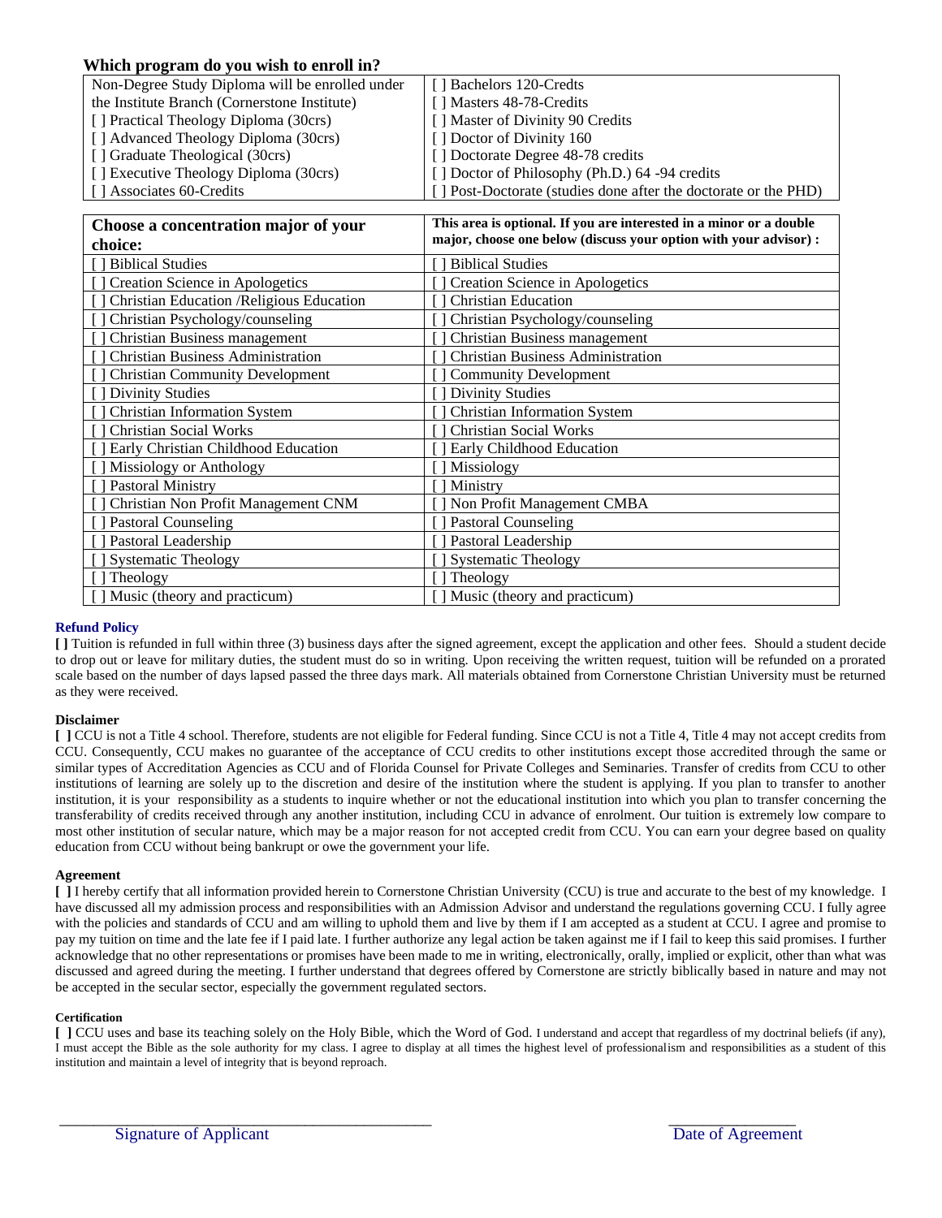## Which program do you wish to enroll in?

| Non-Degree Study Diploma will be enrolled under the Institute Branch (Cornerstone Institute) | [ ] Bachelors 120-Credts |
|---|---|
| [ ] Practical Theology Diploma (30crs) | [ ] Masters 48-78-Credits |
| [ ] Advanced Theology Diploma (30crs) | [ ] Master of Divinity 90 Credits |
| [ ] Graduate Theological (30crs) | [ ] Doctor of Divinity 160 |
| [ ] Executive Theology Diploma (30crs) | [ ] Doctorate Degree 48-78 credits |
| [ ] Associates 60-Credits | [ ] Doctor of Philosophy (Ph.D.) 64 -94 credits |
| | [ ] Post-Doctorate (studies done after the doctorate or the PHD) |

| **Choose a concentration major of your choice:** | **This area is optional. If you are interested in a minor or a double major, choose one below (discuss your option with your advisor) :** |
|---|---|
| [ ] Biblical Studies | [ ] Biblical Studies |
| [ ] Creation Science in Apologetics | [ ] Creation Science in Apologetics |
| [ ] Christian Education /Religious Education | [ ] Christian Education |
| [ ] Christian Psychology/counseling | [ ] Christian Psychology/counseling |
| [ ] Christian Business management | [ ] Christian Business management |
| [ ] Christian Business Administration | [ ] Christian Business Administration |
| [ ] Christian Community Development | [ ] Community Development |
| [ ] Divinity Studies | [ ] Divinity Studies |
| [ ] Christian Information System | [ ] Christian Information System |
| [ ] Christian Social Works | [ ] Christian Social Works |
| [ ] Early Christian Childhood Education | [ ] Early Childhood Education |
| [ ] Missiology or Anthology | [ ] Missiology |
| [ ] Pastoral Ministry | [ ] Ministry |
| [ ] Christian Non Profit Management CNM | [ ] Non Profit Management CMBA |
| [ ] Pastoral Counseling | [ ] Pastoral Counseling |
| [ ] Pastoral Leadership | [ ] Pastoral Leadership |
| [ ] Systematic Theology | [ ] Systematic Theology |
| [ ] Theology | [ ] Theology |
| [ ] Music (theory and practicum) | [ ] Music (theory and practicum) |

**Refund Policy**

**[ ]** Tuition is refunded in full within three (3) business days after the signed agreement, except the application and other fees. Should a student decide to drop out or leave for military duties, the student must do so in writing. Upon receiving the written request, tuition will be refunded on a prorated scale based on the number of days lapsed passed the three days mark. All materials obtained from Cornerstone Christian University must be returned as they were received.

**Disclaimer**

**[ ]** CCU is not a Title 4 school. Therefore, students are not eligible for Federal funding. Since CCU is not a Title 4, Title 4 may not accept credits from CCU. Consequently, CCU makes no guarantee of the acceptance of CCU credits to other institutions except those accredited through the same or similar types of Accreditation Agencies as CCU and of Florida Counsel for Private Colleges and Seminaries. Transfer of credits from CCU to other institutions of learning are solely up to the discretion and desire of the institution where the student is applying. If you plan to transfer to another institution, it is your responsibility as a students to inquire whether or not the educational institution into which you plan to transfer concerning the transferability of credits received through any another institution, including CCU in advance of enrolment. Our tuition is extremely low compare to most other institution of secular nature, which may be a major reason for not accepted credit from CCU. You can earn your degree based on quality education from CCU without being bankrupt or owe the government your life.

**Agreement**

**[ ]** I hereby certify that all information provided herein to Cornerstone Christian University (CCU) is true and accurate to the best of my knowledge. I have discussed all my admission process and responsibilities with an Admission Advisor and understand the regulations governing CCU. I fully agree with the policies and standards of CCU and am willing to uphold them and live by them if I am accepted as a student at CCU. I agree and promise to pay my tuition on time and the late fee if I paid late. I further authorize any legal action be taken against me if I fail to keep this said promises. I further acknowledge that no other representations or promises have been made to me in writing, electronically, orally, implied or explicit, other than what was discussed and agreed during the meeting. I further understand that degrees offered by Cornerstone are strictly biblically based in nature and may not be accepted in the secular sector, especially the government regulated sectors.

**Certification**

**[ ]** CCU uses and base its teaching solely on the Holy Bible, which the Word of God. I understand and accept that regardless of my doctrinal beliefs (if any), I must accept the Bible as the sole authority for my class. I agree to display at all times the highest level of professionalism and responsibilities as a student of this institution and maintain a level of integrity that is beyond reproach.

\_\_\_\_\_\_\_\_\_\_\_\_\_\_\_\_\_\_\_\_\_\_\_\_\_\_\_\_\_\_\_\_\_\_\_\_\_\_\_\_ \_\_\_\_\_\_\_\_\_\_\_\_\_\_\_\_

Signature of Applicant Date of Agreement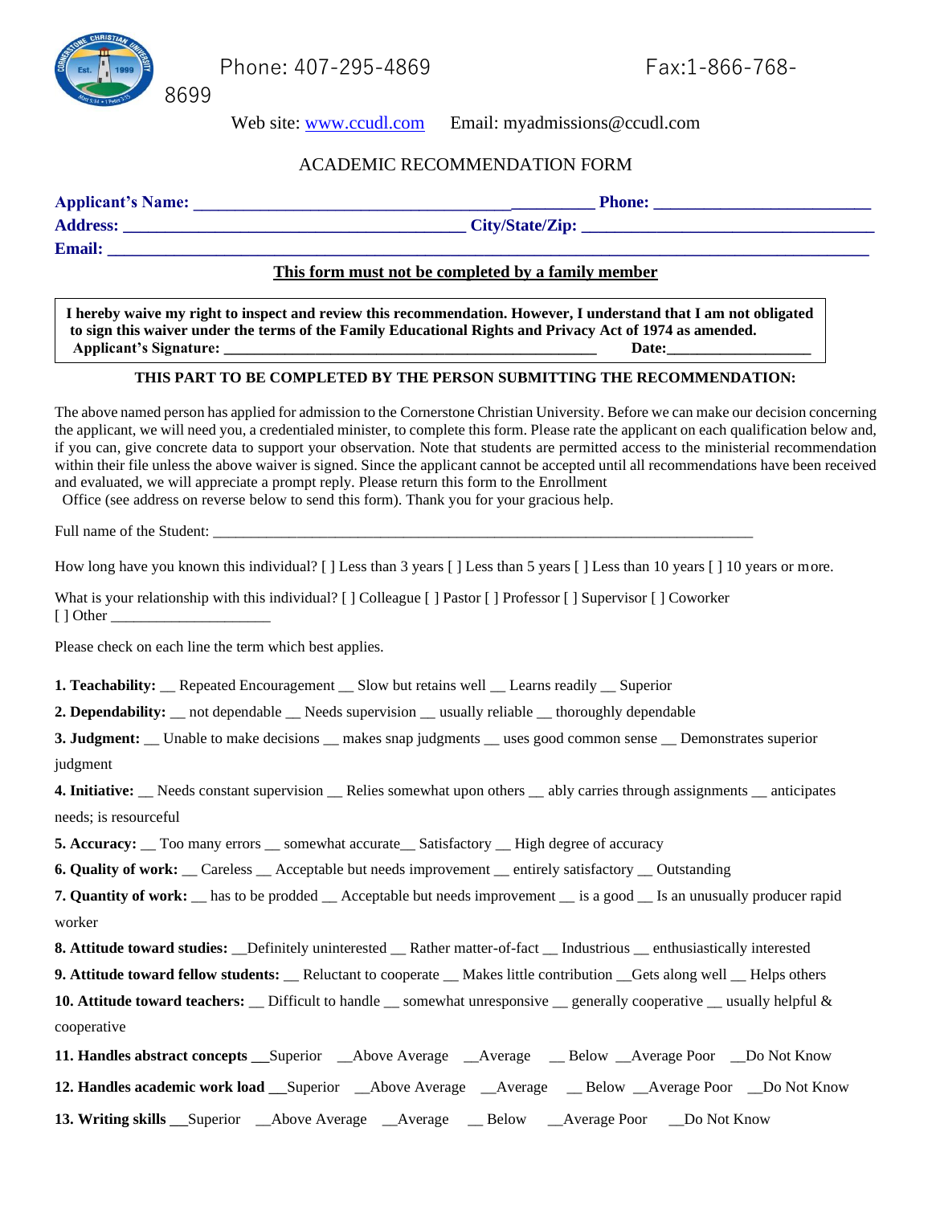Phone: 407-295-4869 Fax:1-866-768-8699

Web site: www.ccudl.com Email: myadmissions@ccudl.com

ACADEMIC RECOMMENDATION FORM

**Applicant's Name:** ______________________________________________ **Phone:** _________________________

**Address:** ________________________________________ **City/State/Zip:** __________________________________

**Email:** ___________________________________________________________________________________

**This form must not be completed by a family member**

> **I hereby waive my right to inspect and review this recommendation. However, I understand that I am not obligated to sign this waiver under the terms of the Family Educational Rights and Privacy Act of 1974 as amended.**
> **Applicant's Signature:** ______________________________________________ **Date:** __________________

**THIS PART TO BE COMPLETED BY THE PERSON SUBMITTING THE RECOMMENDATION:**

The above named person has applied for admission to the Cornerstone Christian University. Before we can make our decision concerning the applicant, we will need you, a credentialed minister, to complete this form. Please rate the applicant on each qualification below and, if you can, give concrete data to support your observation. Note that students are permitted access to the ministerial recommendation within their file unless the above waiver is signed. Since the applicant cannot be accepted until all recommendations have been received and evaluated, we will appreciate a prompt reply. Please return this form to the Enrollment Office (see address on reverse below to send this form). Thank you for your gracious help.

Full name of the Student: ________________________________________________________________________

How long have you known this individual? [ ] Less than 3 years [ ] Less than 5 years [ ] Less than 10 years [ ] 10 years or more.

What is your relationship with this individual? [ ] Colleague [ ] Pastor [ ] Professor [ ] Supervisor [ ] Coworker [ ] Other ____________________

Please check on each line the term which best applies.

**1. Teachability:** __ Repeated Encouragement __ Slow but retains well __ Learns readily __ Superior

**2. Dependability:** __ not dependable __ Needs supervision __ usually reliable __ thoroughly dependable

**3. Judgment:** __ Unable to make decisions __ makes snap judgments __ uses good common sense __ Demonstrates superior judgment

**4. Initiative:** __ Needs constant supervision __ Relies somewhat upon others __ ably carries through assignments __ anticipates needs; is resourceful

**5. Accuracy:** __ Too many errors __ somewhat accurate__ Satisfactory __ High degree of accuracy

**6. Quality of work:** __ Careless __ Acceptable but needs improvement __ entirely satisfactory __ Outstanding

**7. Quantity of work:** __ has to be prodded __ Acceptable but needs improvement __ is a good __ Is an unusually producer rapid worker

**8. Attitude toward studies:** __Definitely uninterested __ Rather matter-of-fact __ Industrious __ enthusiastically interested

**9. Attitude toward fellow students:** __ Reluctant to cooperate __ Makes little contribution __Gets along well __ Helps others

**10. Attitude toward teachers:** __ Difficult to handle __ somewhat unresponsive __ generally cooperative __ usually helpful & cooperative

**11. Handles abstract concepts** __Superior __Above Average __Average __ Below __Average Poor __Do Not Know

**12. Handles academic work load** __Superior __Above Average __Average __ Below __Average Poor __Do Not Know

**13. Writing skills** __Superior __Above Average __Average __ Below __Average Poor __Do Not Know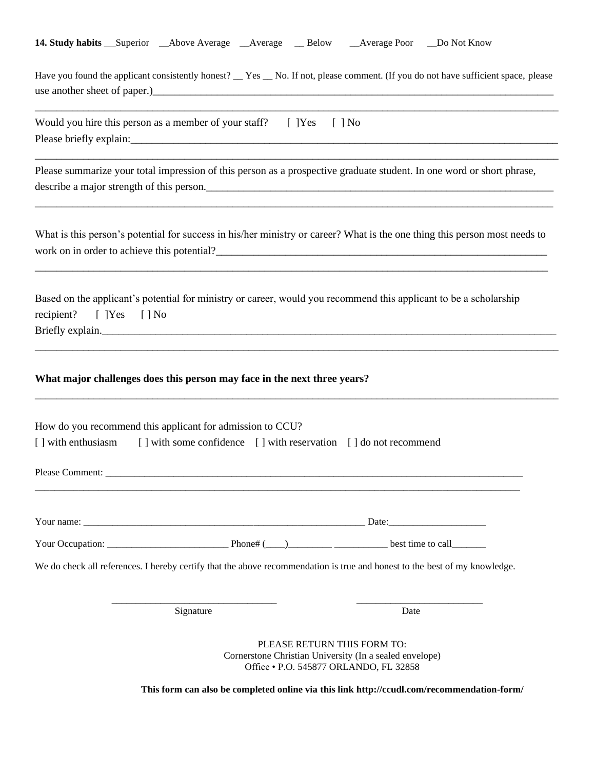**14. Study habits** __Superior __Above Average __Average __ Below __Average Poor __Do Not Know

Have you found the applicant consistently honest? __ Yes __ No. If not, please comment. (If you do not have sufficient space, please use another sheet of paper.)______________________________________________________________________________

______________________________________________________________________________________________

Would you hire this person as a member of your staff? [ ]Yes [ ] No

Please briefly explain:______________________________________________________________________________

______________________________________________________________________________________________

Please summarize your total impression of this person as a prospective graduate student. In one word or short phrase, describe a major strength of this person.____________________________________________________________________

______________________________________________________________________________________________

What is this person's potential for success in his/her ministry or career? What is the one thing this person most needs to work on in order to achieve this potential?______________________________________________________________

______________________________________________________________________________________________

Based on the applicant's potential for ministry or career, would you recommend this applicant to be a scholarship recipient? [ ]Yes [ ] No

Briefly explain.____________________________________________________________________________________

______________________________________________________________________________________________

**What major challenges does this person may face in the next three years?**

______________________________________________________________________________________________

How do you recommend this applicant for admission to CCU?

[ ] with enthusiasm [ ] with some confidence [ ] with reservation [ ] do not recommend

Please Comment: ___________________________________________________________________________________

______________________________________________________________________________________________

Your name: _______________________________________________________ Date:____________________

Your Occupation: _________________________ Phone# (____)_________ ___________ best time to call_______

We do check all references. I hereby certify that the above recommendation is true and honest to the best of my knowledge.

_________________________________ _________________________

Signature Date

PLEASE RETURN THIS FORM TO:
Cornerstone Christian University (In a sealed envelope)
Office • P.O. 545877 ORLANDO, FL 32858

**This form can also be completed online via this link http://ccudl.com/recommendation-form/**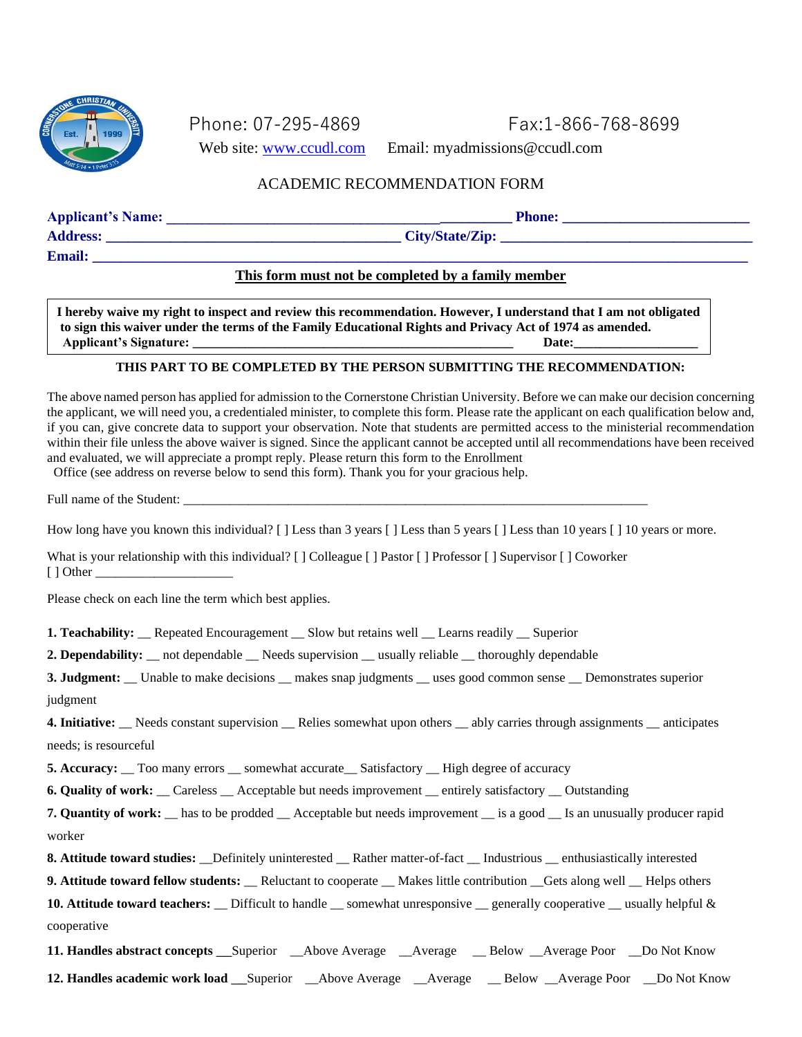Phone: 07-295-4869 Fax:1-866-768-8699

Web site: www.ccudl.com Email: myadmissions@ccudl.com

ACADEMIC RECOMMENDATION FORM

**Applicant's Name: ____________________________________________ Phone: _________________________**

**Address: _______________________________________ City/State/Zip: __________________________________**

**Email: ___________________________________________________________________________________________**

**<u>This form must not be completed by a family member</u>**

**I hereby waive my right to inspect and review this recommendation. However, I understand that I am not obligated to sign this waiver under the terms of the Family Educational Rights and Privacy Act of 1974 as amended.**
**Applicant's Signature: _________________________________________________ Date:__________________**

**THIS PART TO BE COMPLETED BY THE PERSON SUBMITTING THE RECOMMENDATION:**

The above named person has applied for admission to the Cornerstone Christian University. Before we can make our decision concerning the applicant, we will need you, a credentialed minister, to complete this form. Please rate the applicant on each qualification below and, if you can, give concrete data to support your observation. Note that students are permitted access to the ministerial recommendation within their file unless the above waiver is signed. Since the applicant cannot be accepted until all recommendations have been received and evaluated, we will appreciate a prompt reply. Please return this form to the Enrollment Office (see address on reverse below to send this form). Thank you for your gracious help.

Full name of the Student: ___________________________________________________________________________

How long have you known this individual? [ ] Less than 3 years [ ] Less than 5 years [ ] Less than 10 years [ ] 10 years or more.

What is your relationship with this individual? [ ] Colleague [ ] Pastor [ ] Professor [ ] Supervisor [ ] Coworker
[ ] Other _____________________

Please check on each line the term which best applies.

**1. Teachability:** __ Repeated Encouragement __ Slow but retains well __ Learns readily __ Superior

**2. Dependability:** __ not dependable __ Needs supervision __ usually reliable __ thoroughly dependable

**3. Judgment:** __ Unable to make decisions __ makes snap judgments __ uses good common sense __ Demonstrates superior judgment

**4. Initiative:** __ Needs constant supervision __ Relies somewhat upon others __ ably carries through assignments __ anticipates needs; is resourceful

**5. Accuracy:** __ Too many errors __ somewhat accurate__ Satisfactory __ High degree of accuracy

**6. Quality of work:** __ Careless __ Acceptable but needs improvement __ entirely satisfactory __ Outstanding

**7. Quantity of work:** __ has to be prodded __ Acceptable but needs improvement __ is a good __ Is an unusually producer rapid worker

**8. Attitude toward studies:** __Definitely uninterested __ Rather matter-of-fact __ Industrious __ enthusiastically interested

**9. Attitude toward fellow students:** __ Reluctant to cooperate __ Makes little contribution __Gets along well __ Helps others

**10. Attitude toward teachers:** __ Difficult to handle __ somewhat unresponsive __ generally cooperative __ usually helpful & cooperative

**11. Handles abstract concepts** __Superior __Above Average __Average __ Below __Average Poor __Do Not Know

**12. Handles academic work load** __Superior __Above Average __Average __ Below __Average Poor __Do Not Know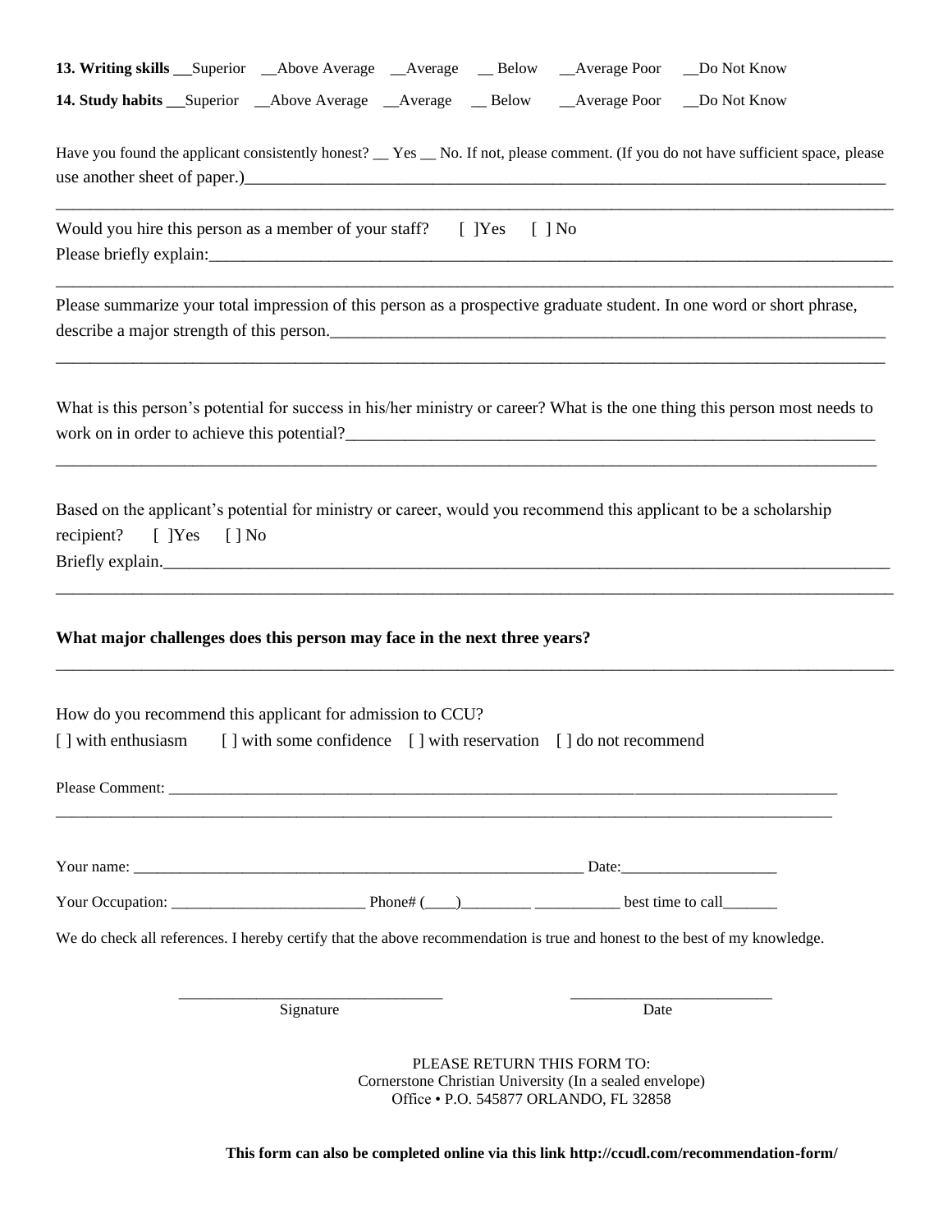**13. Writing skills** __Superior __Above Average __Average __ Below __Average Poor __Do Not Know

**14. Study habits** __Superior __Above Average __Average __ Below __Average Poor __Do Not Know

Have you found the applicant consistently honest? __ Yes __ No. If not, please comment. (If you do not have sufficient space, please use another sheet of paper.)______________________________________________________________________________

______________________________________________________________________________________________

Would you hire this person as a member of your staff? [ ]Yes [ ] No

Please briefly explain:____________________________________________________________________________

______________________________________________________________________________________________

Please summarize your total impression of this person as a prospective graduate student. In one word or short phrase, describe a major strength of this person.______________________________________________________________

______________________________________________________________________________________________

What is this person's potential for success in his/her ministry or career? What is the one thing this person most needs to work on in order to achieve this potential?_________________________________________________________

______________________________________________________________________________________________

Based on the applicant's potential for ministry or career, would you recommend this applicant to be a scholarship recipient? [ ]Yes [ ] No

Briefly explain.__________________________________________________________________________________

______________________________________________________________________________________________

**What major challenges does this person may face in the next three years?**

______________________________________________________________________________________________

How do you recommend this applicant for admission to CCU?

[ ] with enthusiasm [ ] with some confidence [ ] with reservation [ ] do not recommend

Please Comment: _______________________________________________________________________________

______________________________________________________________________________________________

Your name: ____________________________________________________________ Date:____________________

Your Occupation: _________________________ Phone# (____)_________ ___________ best time to call_______

We do check all references. I hereby certify that the above recommendation is true and honest to the best of my knowledge.

_________________________________ Signature

_________________________ Date

PLEASE RETURN THIS FORM TO:
Cornerstone Christian University (In a sealed envelope)
Office • P.O. 545877 ORLANDO, FL 32858

**This form can also be completed online via this link http://ccudl.com/recommendation-form/**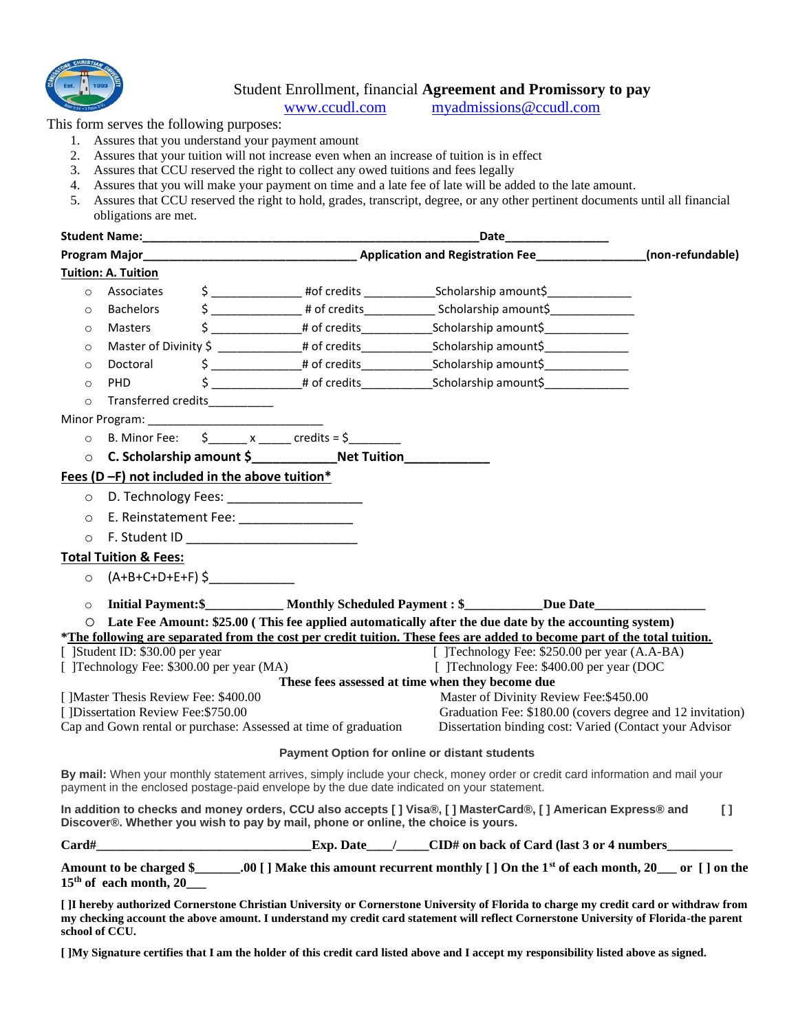# Student Enrollment, financial **Agreement and Promissory to pay**

www.ccudl.com myadmissions@ccudl.com

This form serves the following purposes:

1. Assures that you understand your payment amount
2. Assures that your tuition will not increase even when an increase of tuition is in effect
3. Assures that CCU reserved the right to collect any owed tuitions and fees legally
4. Assures that you will make your payment on time and a late fee of late will be added to the late amount.
5. Assures that CCU reserved the right to hold, grades, transcript, degree, or any other pertinent documents until all financial obligations are met.

**Student Name:**___________________________________________________**Date**________________

**Program Major**________________________________ **Application and Registration Fee**________________**(non-refundable)**

**Tuition: A. Tuition**

- Associates $ ______________ #of credits ___________Scholarship amount$_____________
- Bachelors $ ______________ # of credits___________ Scholarship amount$_____________
- Masters $ ______________# of credits___________Scholarship amount$_____________
- Master of Divinity $ _____________# of credits___________Scholarship amount$_____________
- Doctoral $ ______________# of credits___________Scholarship amount$_____________
- PHD $ ______________# of credits___________Scholarship amount$_____________
- Transferred credits__________

Minor Program: ___________________________

- B. Minor Fee: $______ x _____ credits = $________
- **C. Scholarship amount $____________Net Tuition____________**

**Fees (D –F) not included in the above tuition***

- D. Technology Fees: ___________________
- E. Reinstatement Fee: ________________
- F. Student ID ________________________

**Total Tuition & Fees:**

- (A+B+C+D+E+F) $____________
- **Initial Payment:$___________ Monthly Scheduled Payment : $___________Due Date________________**
- **Late Fee Amount: $25.00 ( This fee applied automatically after the due date by the accounting system)**

***The following are separated from the cost per credit tuition. These fees are added to become part of the total tuition.**

[ ]Student ID: $30.00 per year
[ ]Technology Fee: $250.00 per year (A.A-BA)
[ ]Technology Fee: $300.00 per year (MA)
[ ]Technology Fee: $400.00 per year (DOC

**These fees assessed at time when they become due**

[ ]Master Thesis Review Fee: $400.00
Master of Divinity Review Fee:$450.00
[ ]Dissertation Review Fee:$750.00
Graduation Fee: $180.00 (covers degree and 12 invitation)
Cap and Gown rental or purchase: Assessed at time of graduation
Dissertation binding cost: Varied (Contact your Advisor

**Payment Option for online or distant students**

**By mail:** When your monthly statement arrives, simply include your check, money order or credit card information and mail your payment in the enclosed postage-paid envelope by the due date indicated on your statement.

**In addition to checks and money orders, CCU also accepts [ ] Visa®, [ ] MasterCard®, [ ] American Express® and [ ] Discover®. Whether you wish to pay by mail, phone or online, the choice is yours.**

**Card#_________________________________Exp. Date____/_____CID# on back of Card (last 3 or 4 numbers__________**

**Amount to be charged $_______.00 [ ] Make this amount recurrent monthly [ ] On the 1st of each month, 20___ or [ ] on the 15th of each month, 20___**

**[ ]I hereby authorized Cornerstone Christian University or Cornerstone University of Florida to charge my credit card or withdraw from my checking account the above amount. I understand my credit card statement will reflect Cornerstone University of Florida-the parent school of CCU.**

**[ ]My Signature certifies that I am the holder of this credit card listed above and I accept my responsibility listed above as signed.**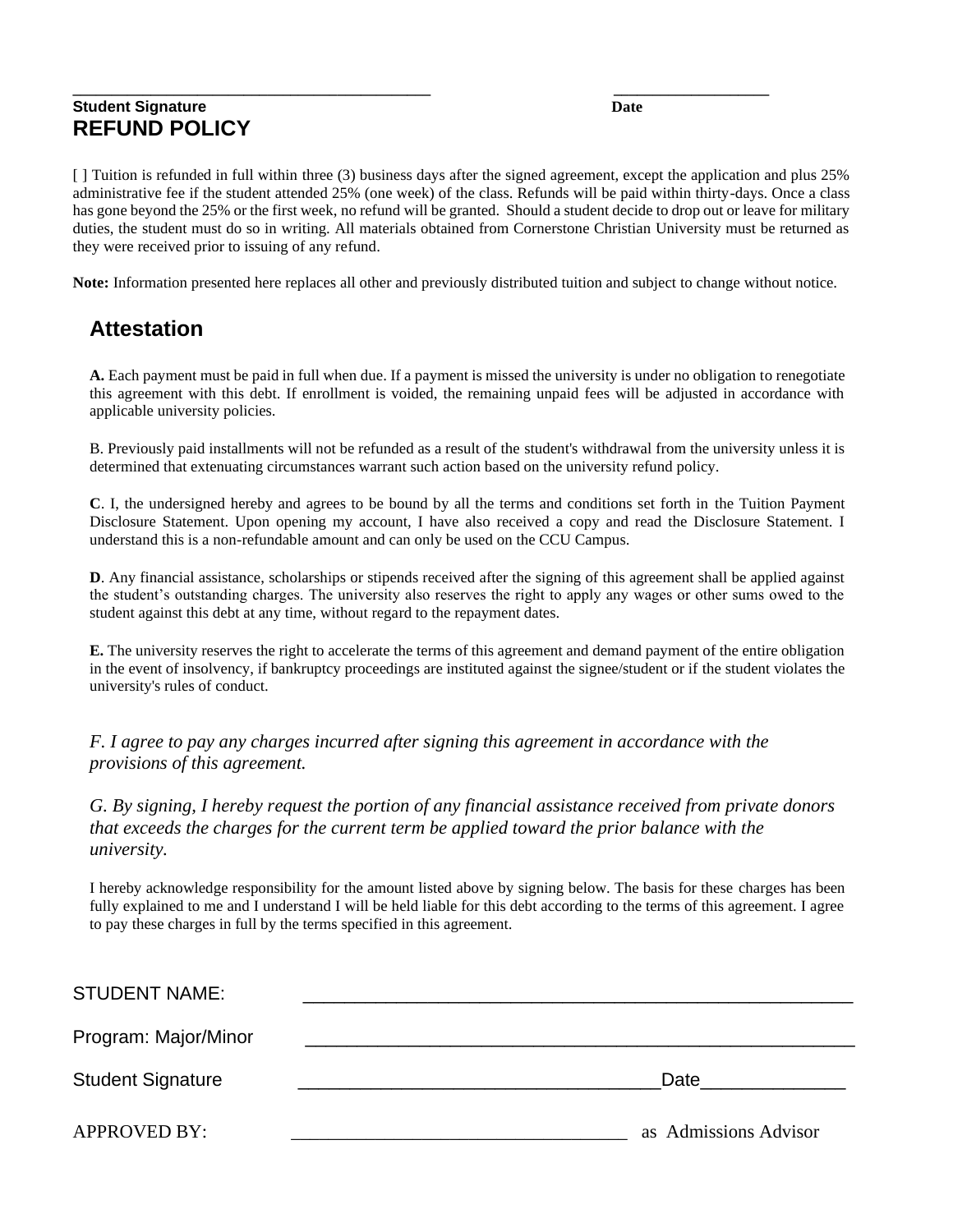\_\_\_\_\_\_\_\_\_\_\_\_\_\_\_\_\_\_\_\_\_\_\_\_\_\_\_\_\_\_\_\_\_\_\_\_\_\_\_\_ \_\_\_\_\_\_\_\_\_\_\_\_\_\_\_\_\_\_\_\_

**Student Signature** **Date**

## REFUND POLICY

[ ] Tuition is refunded in full within three (3) business days after the signed agreement, except the application and plus 25% administrative fee if the student attended 25% (one week) of the class. Refunds will be paid within thirty-days. Once a class has gone beyond the 25% or the first week, no refund will be granted. Should a student decide to drop out or leave for military duties, the student must do so in writing. All materials obtained from Cornerstone Christian University must be returned as they were received prior to issuing of any refund.

**Note:** Information presented here replaces all other and previously distributed tuition and subject to change without notice.

## Attestation

**A.** Each payment must be paid in full when due. If a payment is missed the university is under no obligation to renegotiate this agreement with this debt. If enrollment is voided, the remaining unpaid fees will be adjusted in accordance with applicable university policies.

B. Previously paid installments will not be refunded as a result of the student's withdrawal from the university unless it is determined that extenuating circumstances warrant such action based on the university refund policy.

**C**. I, the undersigned hereby and agrees to be bound by all the terms and conditions set forth in the Tuition Payment Disclosure Statement. Upon opening my account, I have also received a copy and read the Disclosure Statement. I understand this is a non-refundable amount and can only be used on the CCU Campus.

**D**. Any financial assistance, scholarships or stipends received after the signing of this agreement shall be applied against the student's outstanding charges. The university also reserves the right to apply any wages or other sums owed to the student against this debt at any time, without regard to the repayment dates.

**E.** The university reserves the right to accelerate the terms of this agreement and demand payment of the entire obligation in the event of insolvency, if bankruptcy proceedings are instituted against the signee/student or if the student violates the university's rules of conduct.

*F. I agree to pay any charges incurred after signing this agreement in accordance with the provisions of this agreement.*

*G. By signing, I hereby request the portion of any financial assistance received from private donors that exceeds the charges for the current term be applied toward the prior balance with the university.*

I hereby acknowledge responsibility for the amount listed above by signing below. The basis for these charges has been fully explained to me and I understand I will be held liable for this debt according to the terms of this agreement. I agree to pay these charges in full by the terms specified in this agreement.

STUDENT NAME: \_\_\_\_\_\_\_\_\_\_\_\_\_\_\_\_\_\_\_\_\_\_\_\_\_\_\_\_\_\_\_\_\_\_\_\_\_\_\_\_\_\_\_\_\_\_\_\_\_\_\_\_

Program: Major/Minor \_\_\_\_\_\_\_\_\_\_\_\_\_\_\_\_\_\_\_\_\_\_\_\_\_\_\_\_\_\_\_\_\_\_\_\_\_\_\_\_\_\_\_\_\_\_\_\_\_\_\_\_

Student Signature \_\_\_\_\_\_\_\_\_\_\_\_\_\_\_\_\_\_\_\_\_\_\_\_\_\_\_\_\_\_\_\_\_\_\_\_\_Date\_\_\_\_\_\_\_\_\_\_\_\_\_\_

APPROVED BY: \_\_\_\_\_\_\_\_\_\_\_\_\_\_\_\_\_\_\_\_\_\_\_\_\_\_\_\_\_\_\_\_\_\_\_\_ as Admissions Advisor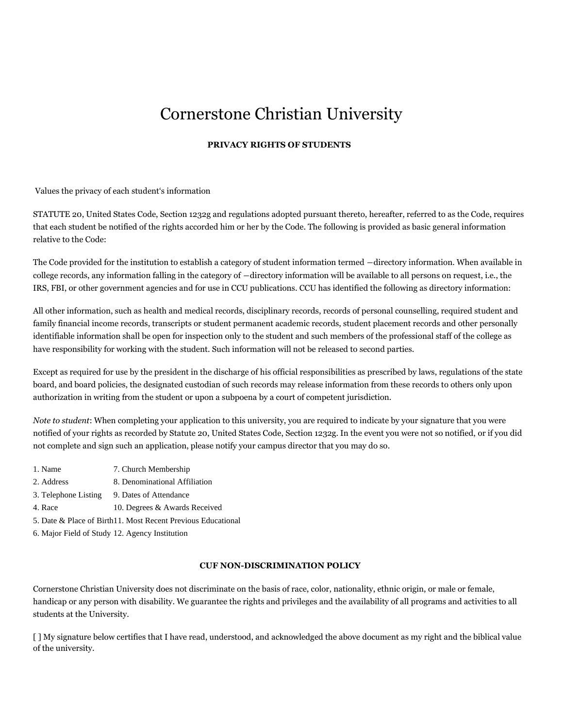# Cornerstone Christian University

**PRIVACY RIGHTS OF STUDENTS**

Values the privacy of each student's information

STATUTE 20, United States Code, Section 1232g and regulations adopted pursuant thereto, hereafter, referred to as the Code, requires that each student be notified of the rights accorded him or her by the Code. The following is provided as basic general information relative to the Code:

The Code provided for the institution to establish a category of student information termed —directory information. When available in college records, any information falling in the category of —directory information will be available to all persons on request, i.e., the IRS, FBI, or other government agencies and for use in CCU publications. CCU has identified the following as directory information:

All other information, such as health and medical records, disciplinary records, records of personal counselling, required student and family financial income records, transcripts or student permanent academic records, student placement records and other personally identifiable information shall be open for inspection only to the student and such members of the professional staff of the college as have responsibility for working with the student. Such information will not be released to second parties.

Except as required for use by the president in the discharge of his official responsibilities as prescribed by laws, regulations of the state board, and board policies, the designated custodian of such records may release information from these records to others only upon authorization in writing from the student or upon a subpoena by a court of competent jurisdiction.

*Note to student*: When completing your application to this university, you are required to indicate by your signature that you were notified of your rights as recorded by Statute 20, United States Code, Section 1232g. In the event you were not so notified, or if you did not complete and sign such an application, please notify your campus director that you may do so.

| | |
|---|---|
| 1. Name | 7. Church Membership |
| 2. Address | 8. Denominational Affiliation |
| 3. Telephone Listing | 9. Dates of Attendance |
| 4. Race | 10. Degrees & Awards Received |
| 5. Date & Place of Birth | 11. Most Recent Previous Educational |
| 6. Major Field of Study | 12. Agency Institution |

**CUF NON-DISCRIMINATION POLICY**

Cornerstone Christian University does not discriminate on the basis of race, color, nationality, ethnic origin, or male or female, handicap or any person with disability. We guarantee the rights and privileges and the availability of all programs and activities to all students at the University.

[ ] My signature below certifies that I have read, understood, and acknowledged the above document as my right and the biblical value of the university.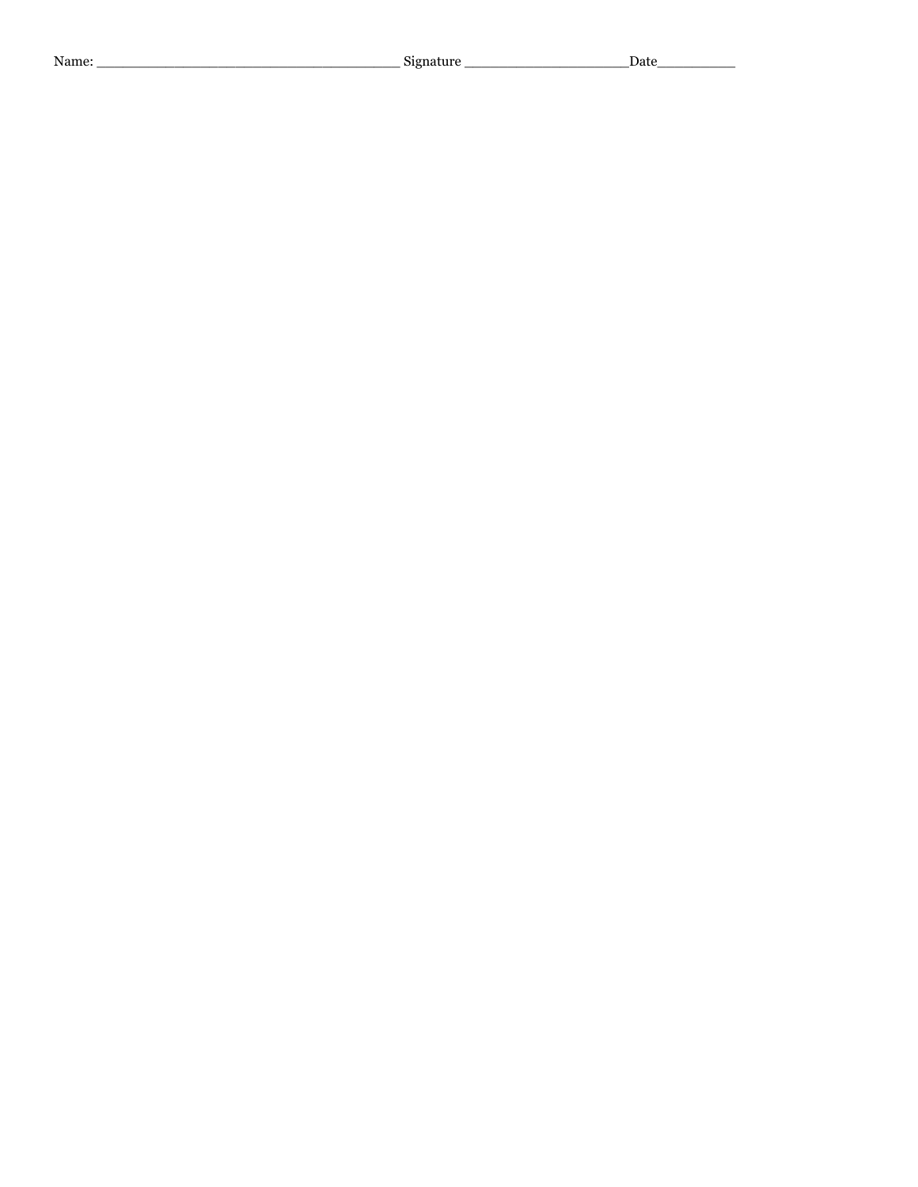Name: ________________________________________ Signature _____________________Date__________